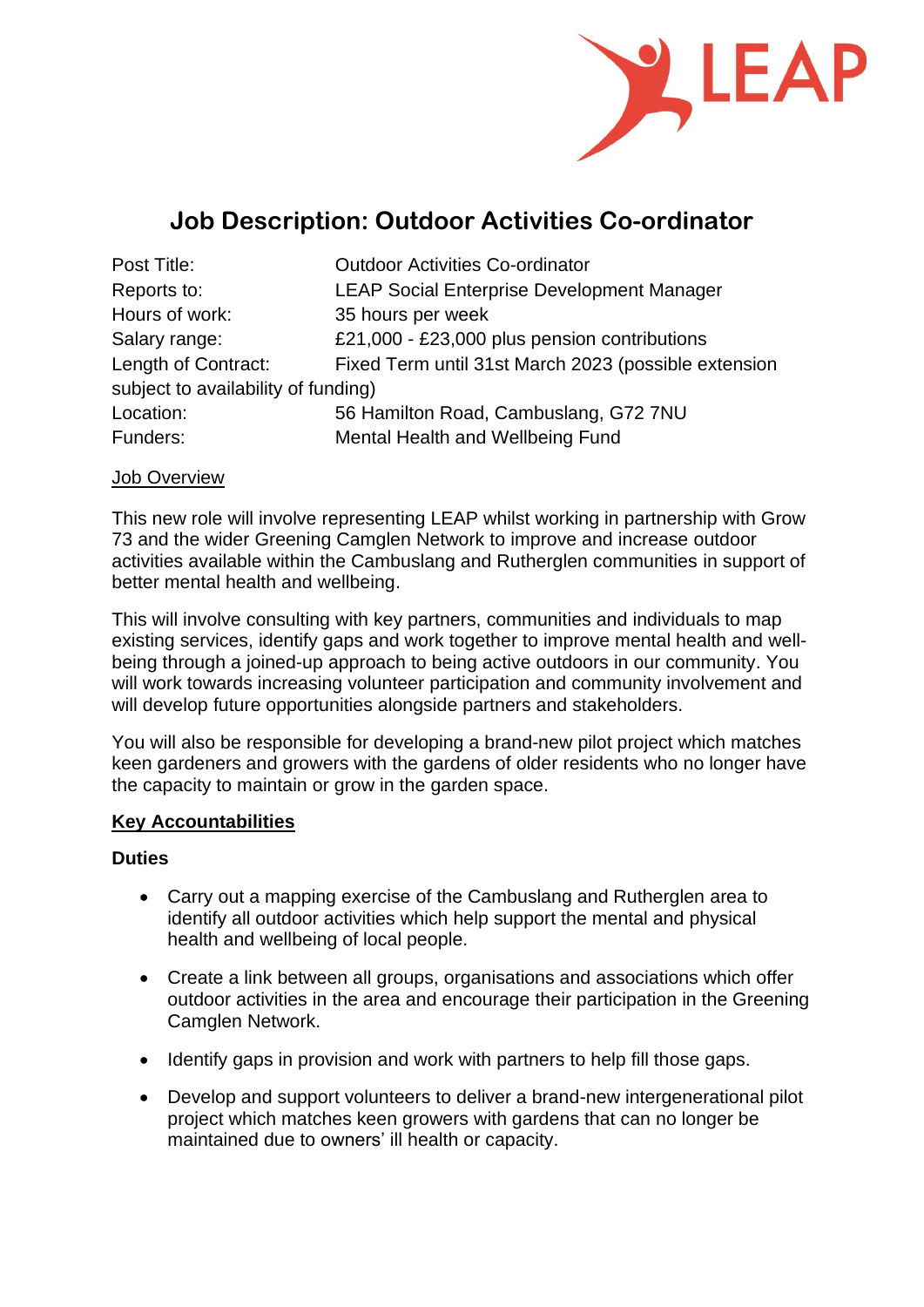# Job Description: Outdoor Activities Co-ordinator

| | |
|---|---|
| Post Title: | Outdoor Activities Co-ordinator |
| Reports to: | LEAP Social Enterprise Development Manager |
| Hours of work: | 35 hours per week |
| Salary range: | £21,000 - £23,000 plus pension contributions |
| Length of Contract: | Fixed Term until 31st March 2023 (possible extension subject to availability of funding) |
| Location: | 56 Hamilton Road, Cambuslang, G72 7NU |
| Funders: | Mental Health and Wellbeing Fund |

Job Overview

This new role will involve representing LEAP whilst working in partnership with Grow 73 and the wider Greening Camglen Network to improve and increase outdoor activities available within the Cambuslang and Rutherglen communities in support of better mental health and wellbeing.

This will involve consulting with key partners, communities and individuals to map existing services, identify gaps and work together to improve mental health and well-being through a joined-up approach to being active outdoors in our community. You will work towards increasing volunteer participation and community involvement and will develop future opportunities alongside partners and stakeholders.

You will also be responsible for developing a brand-new pilot project which matches keen gardeners and growers with the gardens of older residents who no longer have the capacity to maintain or grow in the garden space.

## Key Accountabilities

### Duties

- Carry out a mapping exercise of the Cambuslang and Rutherglen area to identify all outdoor activities which help support the mental and physical health and wellbeing of local people.
- Create a link between all groups, organisations and associations which offer outdoor activities in the area and encourage their participation in the Greening Camglen Network.
- Identify gaps in provision and work with partners to help fill those gaps.
- Develop and support volunteers to deliver a brand-new intergenerational pilot project which matches keen growers with gardens that can no longer be maintained due to owners' ill health or capacity.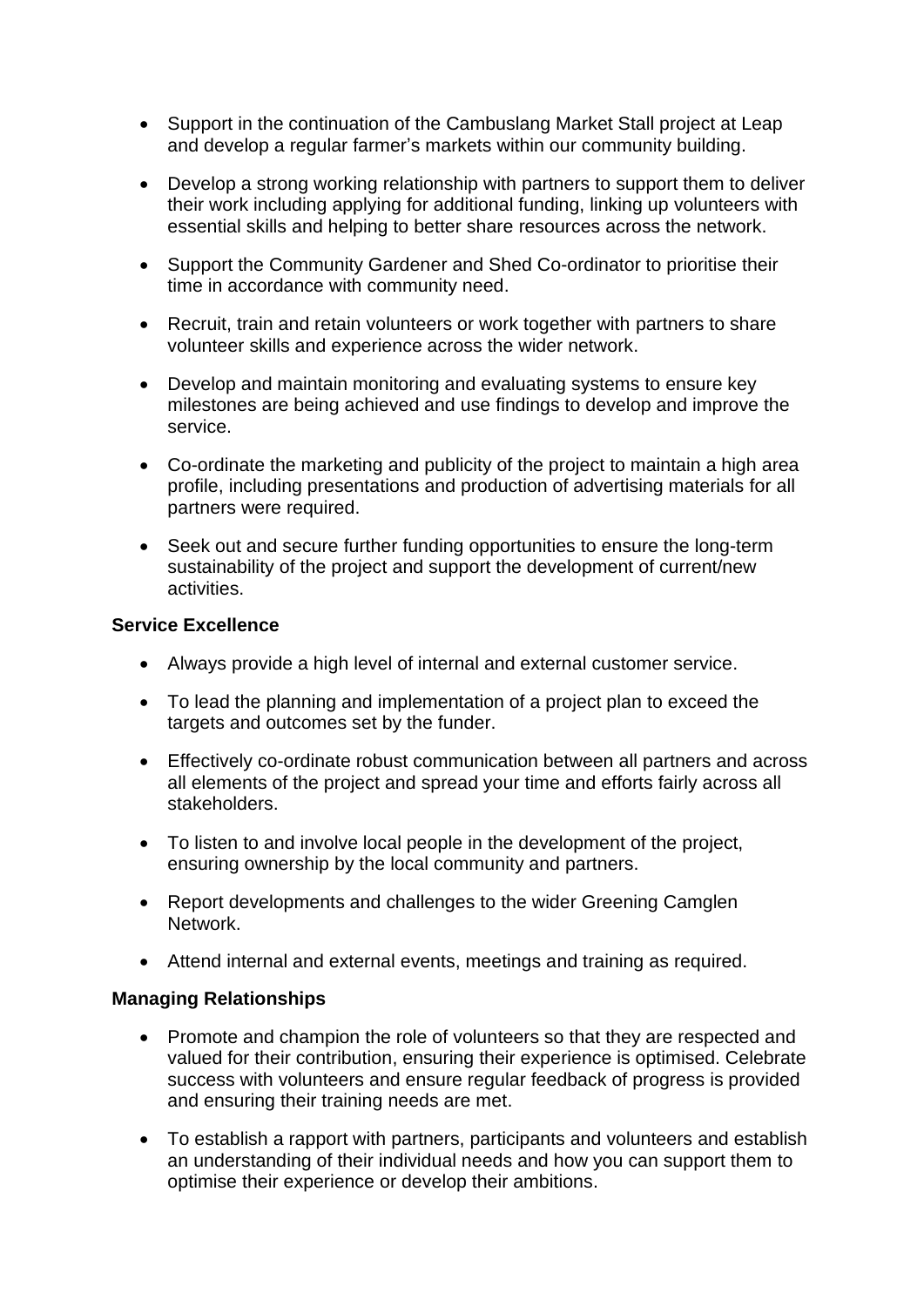- Support in the continuation of the Cambuslang Market Stall project at Leap and develop a regular farmer's markets within our community building.

- Develop a strong working relationship with partners to support them to deliver their work including applying for additional funding, linking up volunteers with essential skills and helping to better share resources across the network.

- Support the Community Gardener and Shed Co-ordinator to prioritise their time in accordance with community need.

- Recruit, train and retain volunteers or work together with partners to share volunteer skills and experience across the wider network.

- Develop and maintain monitoring and evaluating systems to ensure key milestones are being achieved and use findings to develop and improve the service.

- Co-ordinate the marketing and publicity of the project to maintain a high area profile, including presentations and production of advertising materials for all partners were required.

- Seek out and secure further funding opportunities to ensure the long-term sustainability of the project and support the development of current/new activities.

**Service Excellence**

- Always provide a high level of internal and external customer service.

- To lead the planning and implementation of a project plan to exceed the targets and outcomes set by the funder.

- Effectively co-ordinate robust communication between all partners and across all elements of the project and spread your time and efforts fairly across all stakeholders.

- To listen to and involve local people in the development of the project, ensuring ownership by the local community and partners.

- Report developments and challenges to the wider Greening Camglen Network.

- Attend internal and external events, meetings and training as required.

**Managing Relationships**

- Promote and champion the role of volunteers so that they are respected and valued for their contribution, ensuring their experience is optimised. Celebrate success with volunteers and ensure regular feedback of progress is provided and ensuring their training needs are met.

- To establish a rapport with partners, participants and volunteers and establish an understanding of their individual needs and how you can support them to optimise their experience or develop their ambitions.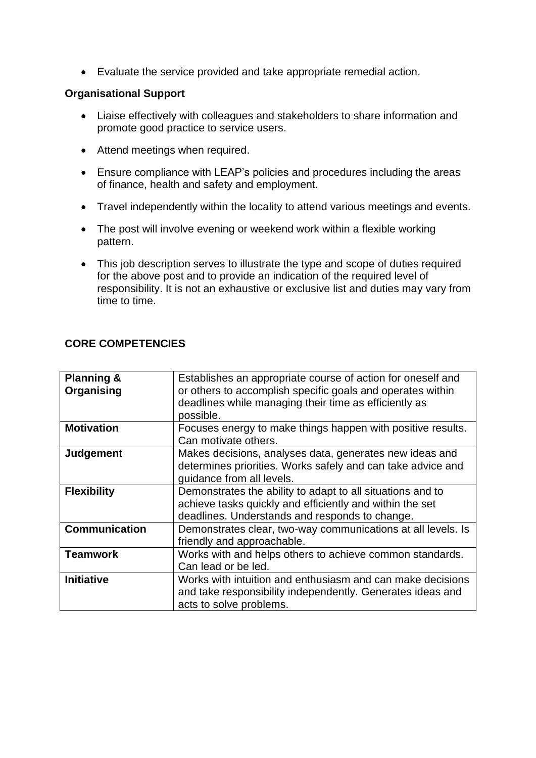- Evaluate the service provided and take appropriate remedial action.

**Organisational Support**

- Liaise effectively with colleagues and stakeholders to share information and promote good practice to service users.
- Attend meetings when required.
- Ensure compliance with LEAP's policies and procedures including the areas of finance, health and safety and employment.
- Travel independently within the locality to attend various meetings and events.
- The post will involve evening or weekend work within a flexible working pattern.
- This job description serves to illustrate the type and scope of duties required for the above post and to provide an indication of the required level of responsibility. It is not an exhaustive or exclusive list and duties may vary from time to time.

**CORE COMPETENCIES**

| | |
|---|---|
| **Planning & Organising** | Establishes an appropriate course of action for oneself and or others to accomplish specific goals and operates within deadlines while managing their time as efficiently as possible. |
| **Motivation** | Focuses energy to make things happen with positive results. Can motivate others. |
| **Judgement** | Makes decisions, analyses data, generates new ideas and determines priorities. Works safely and can take advice and guidance from all levels. |
| **Flexibility** | Demonstrates the ability to adapt to all situations and to achieve tasks quickly and efficiently and within the set deadlines. Understands and responds to change. |
| **Communication** | Demonstrates clear, two-way communications at all levels. Is friendly and approachable. |
| **Teamwork** | Works with and helps others to achieve common standards. Can lead or be led. |
| **Initiative** | Works with intuition and enthusiasm and can make decisions and take responsibility independently. Generates ideas and acts to solve problems. |